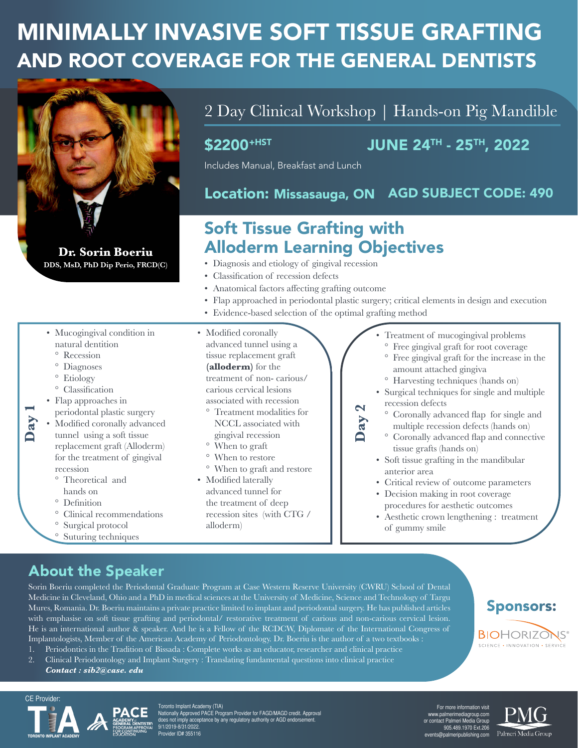# MINIMALLY INVASIVE SOFT TISSUE GRAFTING AND ROOT COVERAGE FOR THE GENERAL DENTISTS

**Dr. Sorin Boeriu**
**DDS, MsD, PhD Dip Perio, FRCD(C)**

## 2 Day Clinical Workshop | Hands-on Pig Mandible

**$2200+HST** — **JUNE 24TH - 25TH, 2022**

Includes Manual, Breakfast and Lunch

**Location: Missasauga, ON** — **AGD SUBJECT CODE: 490**

## Soft Tissue Grafting with Alloderm Learning Objectives

- Diagnosis and etiology of gingival recession
- Classification of recession defects
- Anatomical factors affecting grafting outcome
- Flap approached in periodontal plastic surgery; critical elements in design and execution
- Evidence-based selection of the optimal grafting method

### Day 1

- Mucogingival condition in natural dentition
  - Recession
  - Diagnoses
  - Etiology
  - Classification
- Flap approaches in periodontal plastic surgery
- Modified coronally advanced tunnel using a soft tissue replacement graft (Alloderm) for the treatment of gingival recession
  - Theoretical and hands on
  - Definition
  - Clinical recommendations
  - Surgical protocol
  - Suturing techniques
- Modified coronally advanced tunnel using a tissue replacement graft **(alloderm)** for the treatment of non- carious/ carious cervical lesions associated with recession
  - Treatment modalities for NCCL associated with gingival recession
  - When to graft
  - When to restore
  - When to graft and restore
- Modified laterally advanced tunnel for the treatment of deep recession sites (with CTG / alloderm)

### Day 2

- Treatment of mucogingival problems
  - Free gingival graft for root coverage
  - Free gingival graft for the increase in the amount attached gingiva
  - Harvesting techniques (hands on)
- Surgical techniques for single and multiple recession defects
  - Coronally advanced flap for single and multiple recession defects (hands on)
  - Coronally advanced flap and connective tissue grafts (hands on)
- Soft tissue grafting in the mandibular anterior area
- Critical review of outcome parameters
- Decision making in root coverage procedures for aesthetic outcomes
- Aesthetic crown lengthening : treatment of gummy smile

## About the Speaker

Sorin Boeriu completed the Periodontal Graduate Program at Case Western Reserve University (CWRU) School of Dental Medicine in Cleveland, Ohio and a PhD in medical sciences at the University of Medicine, Science and Technology of Targu Mures, Romania. Dr. Boeriu maintains a private practice limited to implant and periodontal surgery. He has published articles with emphasise on soft tissue grafting and periodontal/ restorative treatment of carious and non-carious cervical lesion. He is an international author & speaker. And he is a Fellow of the RCDCW, Diplomate of the International Congress of Implantologists, Member of the American Academy of Periodontology. Dr. Boeriu is the author of a two textbooks :

1. Periodontics in the Tradition of Bissada : Complete works as an educator, researcher and clinical practice
2. Clinical Periodontology and Implant Surgery : Translating fundamental questions into clinical practice

***Contact : sib2@case. edu***

## Sponsors:

BIOHORIZONS® — SCIENCE • INNOVATION • SERVICE

CE Provider:

TIA — TORONTO IMPLANT ACADEMY

PACE — ACADEMY of GENERAL DENTISTRY PROGRAM APPROVAL FOR CONTINUING EDUCATION

Toronto Implant Academy (TIA)
Nationally Approved PACE Program Provider for FAGD/MAGD credit. Approval does not imply acceptance by any regulatory authority or AGD endorsement.
9/1/2019-8/31/2022.
Provider ID# 355116

For more information visit www.palmerimediagroup.com or contact Palmeri Media Group 905.489.1970 Ext.206 events@palmeripublishing.com

PMG — Palmeri Media Group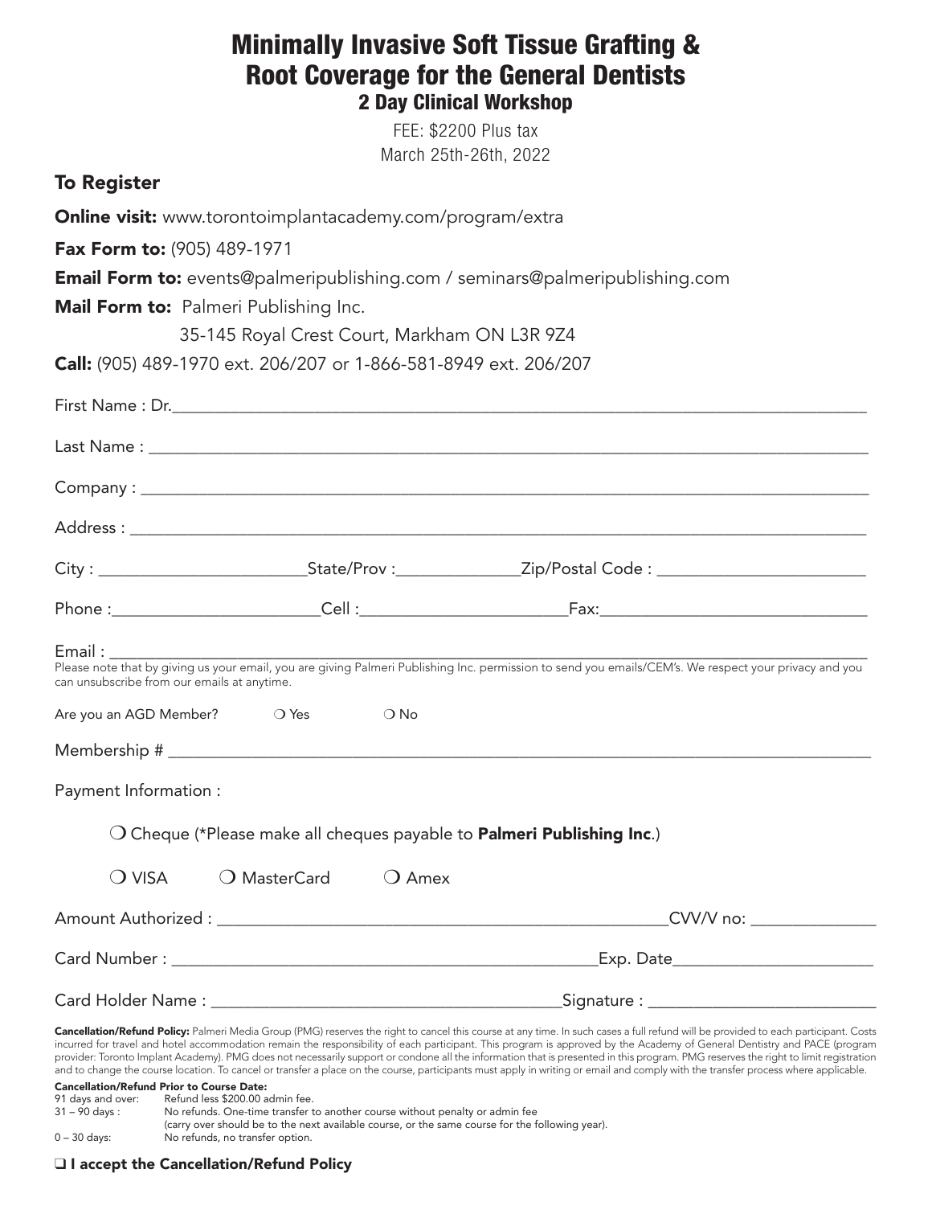# Minimally Invasive Soft Tissue Grafting & Root Coverage for the General Dentists

## 2 Day Clinical Workshop

FEE: $2200 Plus tax

March 25th-26th, 2022

## To Register

**Online visit:** www.torontoimplantacademy.com/program/extra

**Fax Form to:** (905) 489-1971

**Email Form to:** events@palmeripublishing.com / seminars@palmeripublishing.com

**Mail Form to:** Palmeri Publishing Inc.
35-145 Royal Crest Court, Markham ON L3R 9Z4

**Call:** (905) 489-1970 ext. 206/207 or 1-866-581-8949 ext. 206/207

First Name : Dr.______________________________

Last Name : ______________________________

Company : ______________________________

Address : ______________________________

City : ________________ State/Prov :____________ Zip/Postal Code : ________________

Phone :________________ Cell :________________ Fax:________________

Email : ______________________________

Please note that by giving us your email, you are giving Palmeri Publishing Inc. permission to send you emails/CEM's. We respect your privacy and you can unsubscribe from our emails at anytime.

Are you an AGD Member? ❍ Yes ❍ No

Membership # ______________________________

Payment Information :

❍ Cheque (*Please make all cheques payable to **Palmeri Publishing Inc**.)

❍ VISA ❍ MasterCard ❍ Amex

Amount Authorized : ______________________________ CVV/V no: ____________

Card Number : ______________________________ Exp. Date________________

Card Holder Name : ______________________________ Signature : ________________

**Cancellation/Refund Policy:** Palmeri Media Group (PMG) reserves the right to cancel this course at any time. In such cases a full refund will be provided to each participant. Costs incurred for travel and hotel accommodation remain the responsibility of each participant. This program is approved by the Academy of General Dentistry and PACE (program provider: Toronto Implant Academy). PMG does not necessarily support or condone all the information that is presented in this program. PMG reserves the right to limit registration and to change the course location. To cancel or transfer a place on the course, participants must apply in writing or email and comply with the transfer process where applicable.

**Cancellation/Refund Prior to Course Date:**

| | |
|---|---|
| 91 days and over: | Refund less $200.00 admin fee. |
| 31 – 90 days : | No refunds. One-time transfer to another course without penalty or admin fee (carry over should be to the next available course, or the same course for the following year). |
| 0 – 30 days: | No refunds, no transfer option. |

❑ **I accept the Cancellation/Refund Policy**